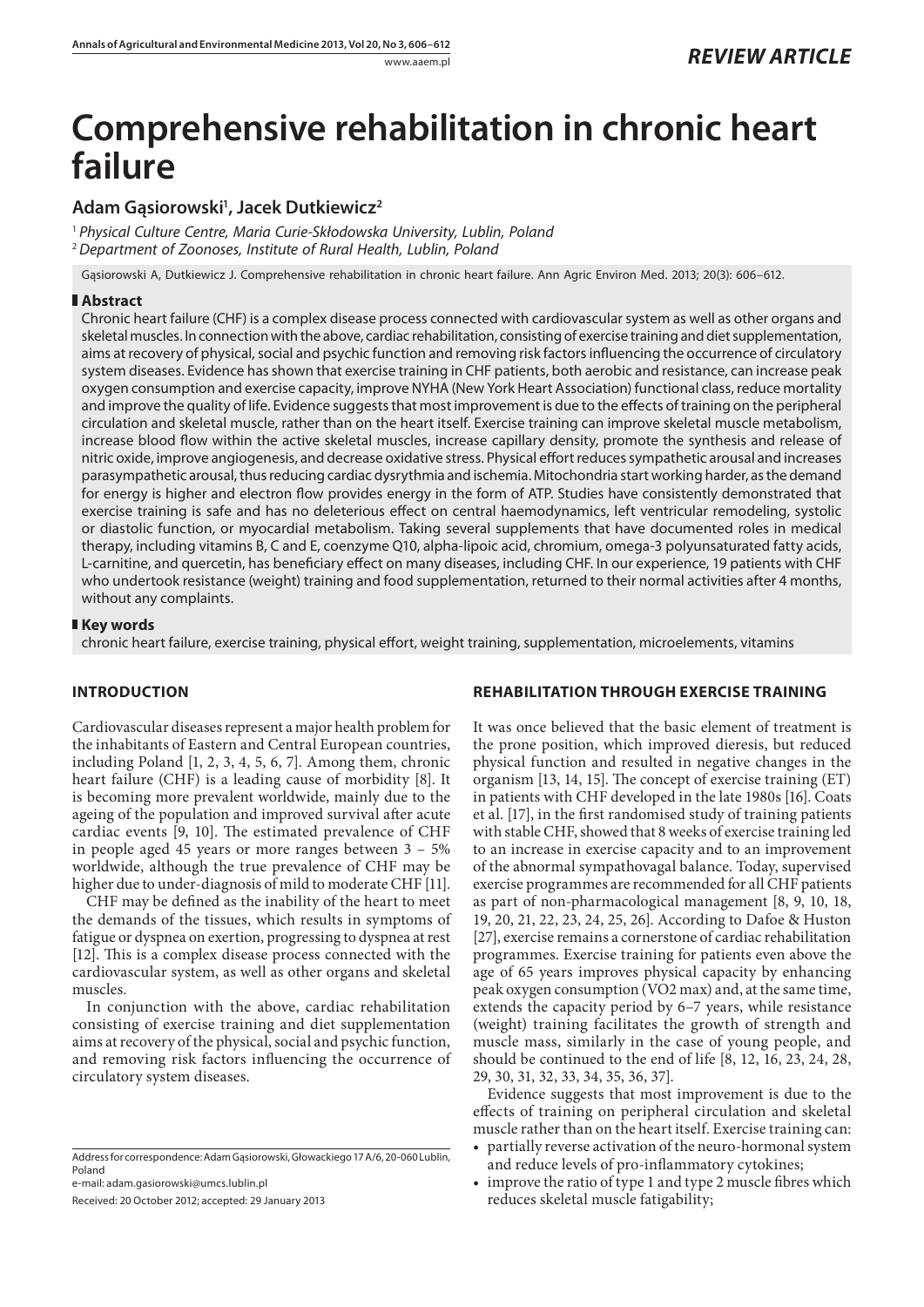*REVIEW ARTICLE*

# Comprehensive rehabilitation in chronic heart failure

**Adam Gąsiorowski[1], Jacek Dutkiewicz[2]**

[1] *Physical Culture Centre, Maria Curie-Skłodowska University, Lublin, Poland*
[2] *Department of Zoonoses, Institute of Rural Health, Lublin, Poland*

Gąsiorowski A, Dutkiewicz J. Comprehensive rehabilitation in chronic heart failure. Ann Agric Environ Med. 2013; 20(3): 606–612.

## Abstract

Chronic heart failure (CHF) is a complex disease process connected with cardiovascular system as well as other organs and skeletal muscles. In connection with the above, cardiac rehabilitation, consisting of exercise training and diet supplementation, aims at recovery of physical, social and psychic function and removing risk factors influencing the occurrence of circulatory system diseases. Evidence has shown that exercise training in CHF patients, both aerobic and resistance, can increase peak oxygen consumption and exercise capacity, improve NYHA (New York Heart Association) functional class, reduce mortality and improve the quality of life. Evidence suggests that most improvement is due to the effects of training on the peripheral circulation and skeletal muscle, rather than on the heart itself. Exercise training can improve skeletal muscle metabolism, increase blood flow within the active skeletal muscles, increase capillary density, promote the synthesis and release of nitric oxide, improve angiogenesis, and decrease oxidative stress. Physical effort reduces sympathetic arousal and increases parasympathetic arousal, thus reducing cardiac dysrythmia and ischemia. Mitochondria start working harder, as the demand for energy is higher and electron flow provides energy in the form of ATP. Studies have consistently demonstrated that exercise training is safe and has no deleterious effect on central haemodynamics, left ventricular remodeling, systolic or diastolic function, or myocardial metabolism. Taking several supplements that have documented roles in medical therapy, including vitamins B, C and E, coenzyme Q10, alpha-lipoic acid, chromium, omega-3 polyunsaturated fatty acids, L-carnitine, and quercetin, has beneficiary effect on many diseases, including CHF. In our experience, 19 patients with CHF who undertook resistance (weight) training and food supplementation, returned to their normal activities after 4 months, without any complaints.

## Key words

chronic heart failure, exercise training, physical effort, weight training, supplementation, microelements, vitamins

## INTRODUCTION

Cardiovascular diseases represent a major health problem for the inhabitants of Eastern and Central European countries, including Poland [1, 2, 3, 4, 5, 6, 7]. Among them, chronic heart failure (CHF) is a leading cause of morbidity [8]. It is becoming more prevalent worldwide, mainly due to the ageing of the population and improved survival after acute cardiac events [9, 10]. The estimated prevalence of CHF in people aged 45 years or more ranges between 3 – 5% worldwide, although the true prevalence of CHF may be higher due to under-diagnosis of mild to moderate CHF [11].

CHF may be defined as the inability of the heart to meet the demands of the tissues, which results in symptoms of fatigue or dyspnea on exertion, progressing to dyspnea at rest [12]. This is a complex disease process connected with the cardiovascular system, as well as other organs and skeletal muscles.

In conjunction with the above, cardiac rehabilitation consisting of exercise training and diet supplementation aims at recovery of the physical, social and psychic function, and removing risk factors influencing the occurrence of circulatory system diseases.

Address for correspondence: Adam Gąsiorowski, Głowackiego 17 A/6, 20-060 Lublin, Poland
e-mail: adam.gasiorowski@umcs.lublin.pl

Received: 20 October 2012; accepted: 29 January 2013

## REHABILITATION THROUGH EXERCISE TRAINING

It was once believed that the basic element of treatment is the prone position, which improved dieresis, but reduced physical function and resulted in negative changes in the organism [13, 14, 15]. The concept of exercise training (ET) in patients with CHF developed in the late 1980s [16]. Coats et al. [17], in the first randomised study of training patients with stable CHF, showed that 8 weeks of exercise training led to an increase in exercise capacity and to an improvement of the abnormal sympathovagal balance. Today, supervised exercise programmes are recommended for all CHF patients as part of non-pharmacological management [8, 9, 10, 18, 19, 20, 21, 22, 23, 24, 25, 26]. According to Dafoe & Huston [27], exercise remains a cornerstone of cardiac rehabilitation programmes. Exercise training for patients even above the age of 65 years improves physical capacity by enhancing peak oxygen consumption (VO2 max) and, at the same time, extends the capacity period by 6–7 years, while resistance (weight) training facilitates the growth of strength and muscle mass, similarly in the case of young people, and should be continued to the end of life [8, 12, 16, 23, 24, 28, 29, 30, 31, 32, 33, 34, 35, 36, 37].

Evidence suggests that most improvement is due to the effects of training on peripheral circulation and skeletal muscle rather than on the heart itself. Exercise training can:

- partially reverse activation of the neuro-hormonal system and reduce levels of pro-inflammatory cytokines;
- improve the ratio of type 1 and type 2 muscle fibres which reduces skeletal muscle fatigability;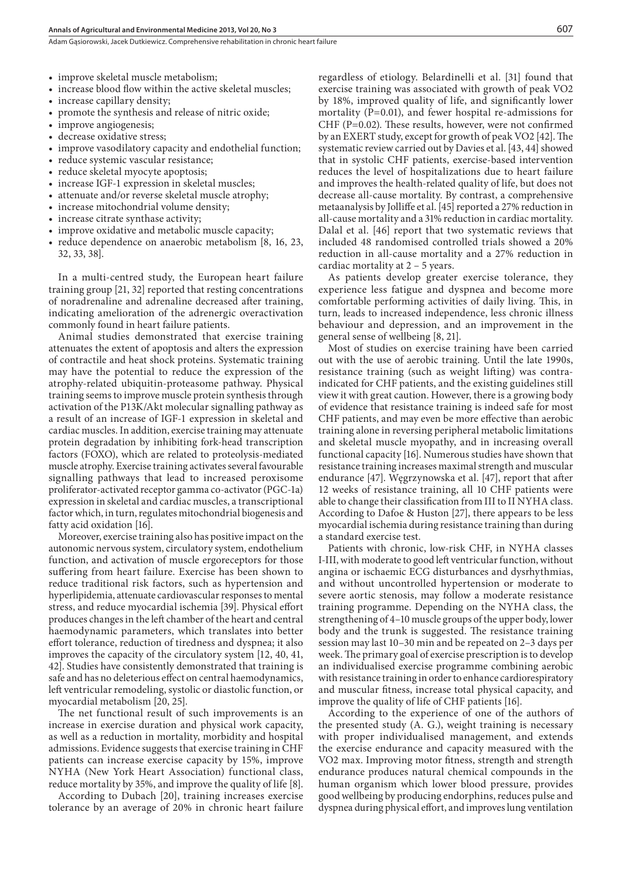- improve skeletal muscle metabolism;
- increase blood flow within the active skeletal muscles;
- increase capillary density;
- promote the synthesis and release of nitric oxide;
- improve angiogenesis;
- decrease oxidative stress;
- improve vasodilatory capacity and endothelial function;
- reduce systemic vascular resistance;
- reduce skeletal myocyte apoptosis;
- increase IGF-1 expression in skeletal muscles;
- attenuate and/or reverse skeletal muscle atrophy;
- increase mitochondrial volume density;
- increase citrate synthase activity;
- improve oxidative and metabolic muscle capacity;
- reduce dependence on anaerobic metabolism [8, 16, 23, 32, 33, 38].

In a multi-centred study, the European heart failure training group [21, 32] reported that resting concentrations of noradrenaline and adrenaline decreased after training, indicating amelioration of the adrenergic overactivation commonly found in heart failure patients.

Animal studies demonstrated that exercise training attenuates the extent of apoptosis and alters the expression of contractile and heat shock proteins. Systematic training may have the potential to reduce the expression of the atrophy-related ubiquitin-proteasome pathway. Physical training seems to improve muscle protein synthesis through activation of the P13K/Akt molecular signalling pathway as a result of an increase of IGF-1 expression in skeletal and cardiac muscles. In addition, exercise training may attenuate protein degradation by inhibiting fork-head transcription factors (FOXO), which are related to proteolysis-mediated muscle atrophy. Exercise training activates several favourable signalling pathways that lead to increased peroxisome proliferator-activated receptor gamma co-activator (PGC-1a) expression in skeletal and cardiac muscles, a transcriptional factor which, in turn, regulates mitochondrial biogenesis and fatty acid oxidation [16].

Moreover, exercise training also has positive impact on the autonomic nervous system, circulatory system, endothelium function, and activation of muscle ergoreceptors for those suffering from heart failure. Exercise has been shown to reduce traditional risk factors, such as hypertension and hyperlipidemia, attenuate cardiovascular responses to mental stress, and reduce myocardial ischemia [39]. Physical effort produces changes in the left chamber of the heart and central haemodynamic parameters, which translates into better effort tolerance, reduction of tiredness and dyspnea; it also improves the capacity of the circulatory system [12, 40, 41, 42]. Studies have consistently demonstrated that training is safe and has no deleterious effect on central haemodynamics, left ventricular remodeling, systolic or diastolic function, or myocardial metabolism [20, 25].

The net functional result of such improvements is an increase in exercise duration and physical work capacity, as well as a reduction in mortality, morbidity and hospital admissions. Evidence suggests that exercise training in CHF patients can increase exercise capacity by 15%, improve NYHA (New York Heart Association) functional class, reduce mortality by 35%, and improve the quality of life [8].

According to Dubach [20], training increases exercise tolerance by an average of 20% in chronic heart failure regardless of etiology. Belardinelli et al. [31] found that exercise training was associated with growth of peak VO2 by 18%, improved quality of life, and significantly lower mortality (P=0.01), and fewer hospital re-admissions for CHF (P=0.02). These results, however, were not confirmed by an EXERT study, except for growth of peak VO2 [42]. The systematic review carried out by Davies et al. [43, 44] showed that in systolic CHF patients, exercise-based intervention reduces the level of hospitalizations due to heart failure and improves the health-related quality of life, but does not decrease all-cause mortality. By contrast, a comprehensive metaanalysis by Jolliffe et al. [45] reported a 27% reduction in all-cause mortality and a 31% reduction in cardiac mortality. Dalal et al. [46] report that two systematic reviews that included 48 randomised controlled trials showed a 20% reduction in all-cause mortality and a 27% reduction in cardiac mortality at 2 – 5 years.

As patients develop greater exercise tolerance, they experience less fatigue and dyspnea and become more comfortable performing activities of daily living. This, in turn, leads to increased independence, less chronic illness behaviour and depression, and an improvement in the general sense of wellbeing [8, 21].

Most of studies on exercise training have been carried out with the use of aerobic training. Until the late 1990s, resistance training (such as weight lifting) was contra-indicated for CHF patients, and the existing guidelines still view it with great caution. However, there is a growing body of evidence that resistance training is indeed safe for most CHF patients, and may even be more effective than aerobic training alone in reversing peripheral metabolic limitations and skeletal muscle myopathy, and in increasing overall functional capacity [16]. Numerous studies have shown that resistance training increases maximal strength and muscular endurance [47]. Węgrzynowska et al. [47], report that after 12 weeks of resistance training, all 10 CHF patients were able to change their classification from III to II NYHA class. According to Dafoe & Huston [27], there appears to be less myocardial ischemia during resistance training than during a standard exercise test.

Patients with chronic, low-risk CHF, in NYHA classes I-III, with moderate to good left ventricular function, without angina or ischaemic ECG disturbances and dysrhythmias, and without uncontrolled hypertension or moderate to severe aortic stenosis, may follow a moderate resistance training programme. Depending on the NYHA class, the strengthening of 4–10 muscle groups of the upper body, lower body and the trunk is suggested. The resistance training session may last 10–30 min and be repeated on 2–3 days per week. The primary goal of exercise prescription is to develop an individualised exercise programme combining aerobic with resistance training in order to enhance cardiorespiratory and muscular fitness, increase total physical capacity, and improve the quality of life of CHF patients [16].

According to the experience of one of the authors of the presented study (A. G.), weight training is necessary with proper individualised management, and extends the exercise endurance and capacity measured with the VO2 max. Improving motor fitness, strength and strength endurance produces natural chemical compounds in the human organism which lower blood pressure, provides good wellbeing by producing endorphins, reduces pulse and dyspnea during physical effort, and improves lung ventilation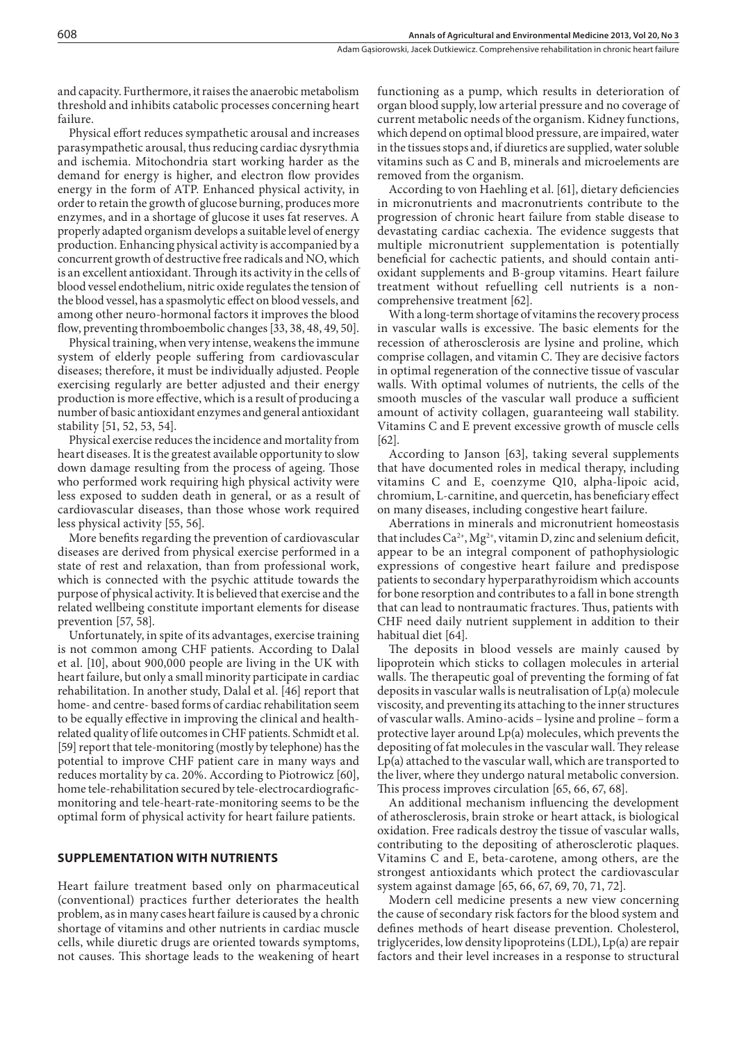and capacity. Furthermore, it raises the anaerobic metabolism threshold and inhibits catabolic processes concerning heart failure.

Physical effort reduces sympathetic arousal and increases parasympathetic arousal, thus reducing cardiac dysrythmia and ischemia. Mitochondria start working harder as the demand for energy is higher, and electron flow provides energy in the form of ATP. Enhanced physical activity, in order to retain the growth of glucose burning, produces more enzymes, and in a shortage of glucose it uses fat reserves. A properly adapted organism develops a suitable level of energy production. Enhancing physical activity is accompanied by a concurrent growth of destructive free radicals and NO, which is an excellent antioxidant. Through its activity in the cells of blood vessel endothelium, nitric oxide regulates the tension of the blood vessel, has a spasmolytic effect on blood vessels, and among other neuro-hormonal factors it improves the blood flow, preventing thromboembolic changes [33, 38, 48, 49, 50].

Physical training, when very intense, weakens the immune system of elderly people suffering from cardiovascular diseases; therefore, it must be individually adjusted. People exercising regularly are better adjusted and their energy production is more effective, which is a result of producing a number of basic antioxidant enzymes and general antioxidant stability [51, 52, 53, 54].

Physical exercise reduces the incidence and mortality from heart diseases. It is the greatest available opportunity to slow down damage resulting from the process of ageing. Those who performed work requiring high physical activity were less exposed to sudden death in general, or as a result of cardiovascular diseases, than those whose work required less physical activity [55, 56].

More benefits regarding the prevention of cardiovascular diseases are derived from physical exercise performed in a state of rest and relaxation, than from professional work, which is connected with the psychic attitude towards the purpose of physical activity. It is believed that exercise and the related wellbeing constitute important elements for disease prevention [57, 58].

Unfortunately, in spite of its advantages, exercise training is not common among CHF patients. According to Dalal et al. [10], about 900,000 people are living in the UK with heart failure, but only a small minority participate in cardiac rehabilitation. In another study, Dalal et al. [46] report that home- and centre- based forms of cardiac rehabilitation seem to be equally effective in improving the clinical and health-related quality of life outcomes in CHF patients. Schmidt et al. [59] report that tele-monitoring (mostly by telephone) has the potential to improve CHF patient care in many ways and reduces mortality by ca. 20%. According to Piotrowicz [60], home tele-rehabilitation secured by tele-electrocardiografic-monitoring and tele-heart-rate-monitoring seems to be the optimal form of physical activity for heart failure patients.

## SUPPLEMENTATION WITH NUTRIENTS

Heart failure treatment based only on pharmaceutical (conventional) practices further deteriorates the health problem, as in many cases heart failure is caused by a chronic shortage of vitamins and other nutrients in cardiac muscle cells, while diuretic drugs are oriented towards symptoms, not causes. This shortage leads to the weakening of heart functioning as a pump, which results in deterioration of organ blood supply, low arterial pressure and no coverage of current metabolic needs of the organism. Kidney functions, which depend on optimal blood pressure, are impaired, water in the tissues stops and, if diuretics are supplied, water soluble vitamins such as C and B, minerals and microelements are removed from the organism.

According to von Haehling et al. [61], dietary deficiencies in micronutrients and macronutrients contribute to the progression of chronic heart failure from stable disease to devastating cardiac cachexia. The evidence suggests that multiple micronutrient supplementation is potentially beneficial for cachectic patients, and should contain antioxidant supplements and B-group vitamins. Heart failure treatment without refuelling cell nutrients is a non-comprehensive treatment [62].

With a long-term shortage of vitamins the recovery process in vascular walls is excessive. The basic elements for the recession of atherosclerosis are lysine and proline, which comprise collagen, and vitamin C. They are decisive factors in optimal regeneration of the connective tissue of vascular walls. With optimal volumes of nutrients, the cells of the smooth muscles of the vascular wall produce a sufficient amount of activity collagen, guaranteeing wall stability. Vitamins C and E prevent excessive growth of muscle cells [62].

According to Janson [63], taking several supplements that have documented roles in medical therapy, including vitamins C and E, coenzyme Q10, alpha-lipoic acid, chromium, L-carnitine, and quercetin, has beneficiary effect on many diseases, including congestive heart failure.

Aberrations in minerals and micronutrient homeostasis that includes $Ca^{2+}$, $Mg^{2+}$, vitamin D, zinc and selenium deficit, appear to be an integral component of pathophysiologic expressions of congestive heart failure and predispose patients to secondary hyperparathyroidism which accounts for bone resorption and contributes to a fall in bone strength that can lead to nontraumatic fractures. Thus, patients with CHF need daily nutrient supplement in addition to their habitual diet [64].

The deposits in blood vessels are mainly caused by lipoprotein which sticks to collagen molecules in arterial walls. The therapeutic goal of preventing the forming of fat deposits in vascular walls is neutralisation of Lp(a) molecule viscosity, and preventing its attaching to the inner structures of vascular walls. Amino-acids – lysine and proline – form a protective layer around Lp(a) molecules, which prevents the depositing of fat molecules in the vascular wall. They release Lp(a) attached to the vascular wall, which are transported to the liver, where they undergo natural metabolic conversion. This process improves circulation [65, 66, 67, 68].

An additional mechanism influencing the development of atherosclerosis, brain stroke or heart attack, is biological oxidation. Free radicals destroy the tissue of vascular walls, contributing to the depositing of atherosclerotic plaques. Vitamins C and E, beta-carotene, among others, are the strongest antioxidants which protect the cardiovascular system against damage [65, 66, 67, 69, 70, 71, 72].

Modern cell medicine presents a new view concerning the cause of secondary risk factors for the blood system and defines methods of heart disease prevention. Cholesterol, triglycerides, low density lipoproteins (LDL), Lp(a) are repair factors and their level increases in a response to structural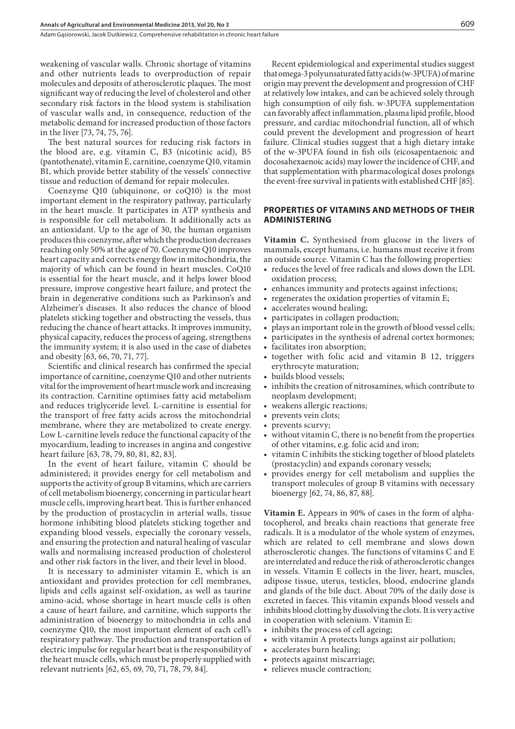weakening of vascular walls. Chronic shortage of vitamins and other nutrients leads to overproduction of repair molecules and deposits of atherosclerotic plaques. The most significant way of reducing the level of cholesterol and other secondary risk factors in the blood system is stabilisation of vascular walls and, in consequence, reduction of the metabolic demand for increased production of those factors in the liver [73, 74, 75, 76].

The best natural sources for reducing risk factors in the blood are, e.g. vitamin C, B3 (nicotinic acid), B5 (pantothenate), vitamin E, carnitine, coenzyme Q10, vitamin B1, which provide better stability of the vessels' connective tissue and reduction of demand for repair molecules.

Coenzyme Q10 (ubiquinone, or coQ10) is the most important element in the respiratory pathway, particularly in the heart muscle. It participates in ATP synthesis and is responsible for cell metabolism. It additionally acts as an antioxidant. Up to the age of 30, the human organism produces this coenzyme, after which the production decreases reaching only 50% at the age of 70. Coenzyme Q10 improves heart capacity and corrects energy flow in mitochondria, the majority of which can be found in heart muscles. CoQ10 is essential for the heart muscle, and it helps lower blood pressure, improve congestive heart failure, and protect the brain in degenerative conditions such as Parkinson's and Alzheimer's diseases. It also reduces the chance of blood platelets sticking together and obstructing the vessels, thus reducing the chance of heart attacks. It improves immunity, physical capacity, reduces the process of ageing, strengthens the immunity system; it is also used in the case of diabetes and obesity [63, 66, 70, 71, 77].

Scientific and clinical research has confirmed the special importance of carnitine, coenzyme Q10 and other nutrients vital for the improvement of heart muscle work and increasing its contraction. Carnitine optimises fatty acid metabolism and reduces triglyceride level. L-carnitine is essential for the transport of free fatty acids across the mitochondrial membrane, where they are metabolized to create energy. Low L-carnitine levels reduce the functional capacity of the myocardium, leading to increases in angina and congestive heart failure [63, 78, 79, 80, 81, 82, 83].

In the event of heart failure, vitamin C should be administered; it provides energy for cell metabolism and supports the activity of group B vitamins, which are carriers of cell metabolism bioenergy, concerning in particular heart muscle cells, improving heart beat. This is further enhanced by the production of prostacyclin in arterial walls, tissue hormone inhibiting blood platelets sticking together and expanding blood vessels, especially the coronary vessels, and ensuring the protection and natural healing of vascular walls and normalising increased production of cholesterol and other risk factors in the liver, and their level in blood.

It is necessary to administer vitamin E, which is an antioxidant and provides protection for cell membranes, lipids and cells against self-oxidation, as well as taurine amino-acid, whose shortage in heart muscle cells is often a cause of heart failure, and carnitine, which supports the administration of bioenergy to mitochondria in cells and coenzyme Q10, the most important element of each cell's respiratory pathway. The production and transportation of electric impulse for regular heart beat is the responsibility of the heart muscle cells, which must be properly supplied with relevant nutrients [62, 65, 69, 70, 71, 78, 79, 84].

Recent epidemiological and experimental studies suggest that omega-3 polyunsaturated fatty acids (w-3PUFA) of marine origin may prevent the development and progression of CHF at relatively low intakes, and can be achieved solely through high consumption of oily fish. w-3PUFA supplementation can favorably affect inflammation, plasma lipid profile, blood pressure, and cardiac mitochondrial function, all of which could prevent the development and progression of heart failure. Clinical studies suggest that a high dietary intake of the w-3PUFA found in fish oils (eicosapentaenoic and docosahexaenoic acids) may lower the incidence of CHF, and that supplementation with pharmacological doses prolongs the event-free survival in patients with established CHF [85].

## PROPERTIES OF VITAMINS AND METHODS OF THEIR ADMINISTERING

**Vitamin C.** Synthesised from glucose in the livers of mammals, except humans, i.e. humans must receive it from an outside source. Vitamin C has the following properties:

- reduces the level of free radicals and slows down the LDL oxidation process;
- enhances immunity and protects against infections;
- regenerates the oxidation properties of vitamin E;
- accelerates wound healing;
- participates in collagen production;
- plays an important role in the growth of blood vessel cells;
- participates in the synthesis of adrenal cortex hormones;
- facilitates iron absorption;
- together with folic acid and vitamin B 12, triggers erythrocyte maturation;
- builds blood vessels;
- inhibits the creation of nitrosamines, which contribute to neoplasm development;
- weakens allergic reactions;
- prevents vein clots;
- prevents scurvy;
- without vitamin C, there is no benefit from the properties of other vitamins, e.g. folic acid and iron;
- vitamin C inhibits the sticking together of blood platelets (prostacyclin) and expands coronary vessels;
- provides energy for cell metabolism and supplies the transport molecules of group B vitamins with necessary bioenergy [62, 74, 86, 87, 88].

**Vitamin E.** Appears in 90% of cases in the form of alpha-tocopherol, and breaks chain reactions that generate free radicals. It is a modulator of the whole system of enzymes, which are related to cell membrane and slows down atherosclerotic changes. The functions of vitamins C and E are interrelated and reduce the risk of atherosclerotic changes in vessels. Vitamin E collects in the liver, heart, muscles, adipose tissue, uterus, testicles, blood, endocrine glands and glands of the bile duct. About 70% of the daily dose is excreted in faeces. This vitamin expands blood vessels and inhibits blood clotting by dissolving the clots. It is very active in cooperation with selenium. Vitamin E:

- inhibits the process of cell ageing;
- with vitamin A protects lungs against air pollution;
- accelerates burn healing;
- protects against miscarriage;
- relieves muscle contraction;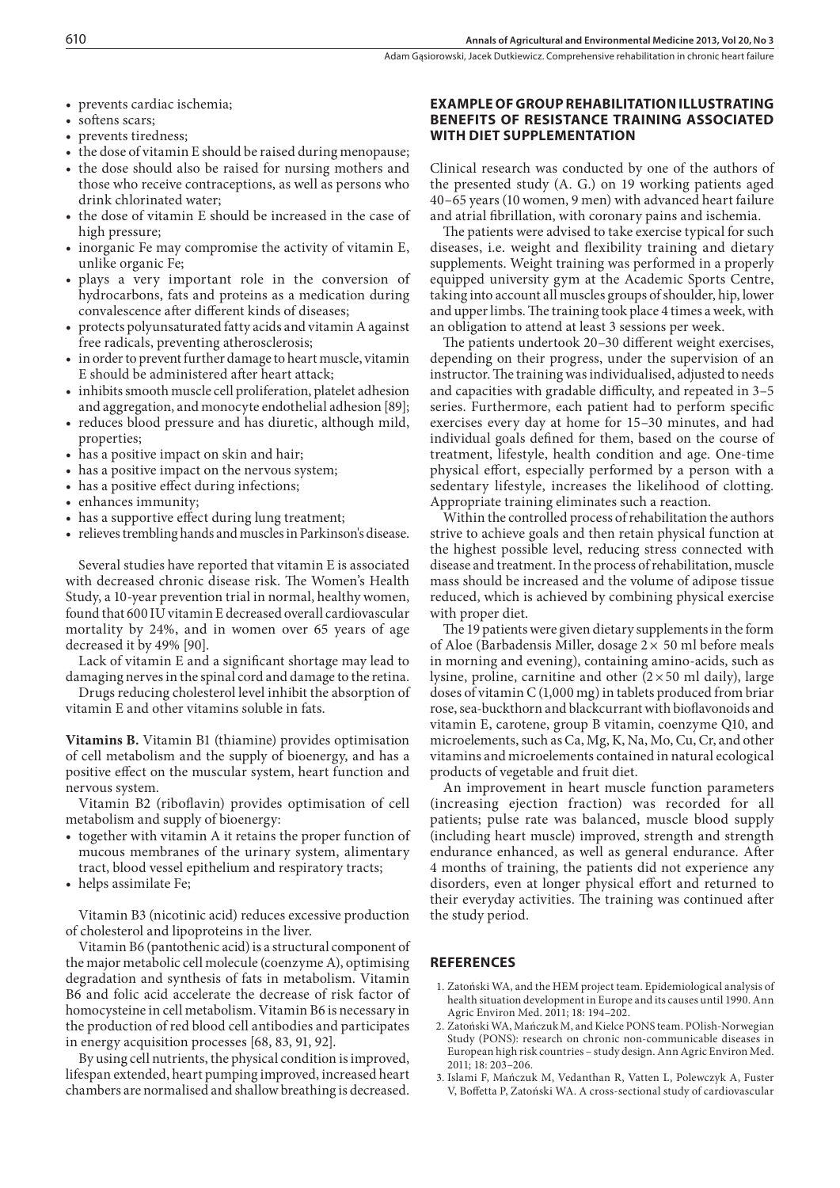- prevents cardiac ischemia;
- softens scars;
- prevents tiredness;
- the dose of vitamin E should be raised during menopause;
- the dose should also be raised for nursing mothers and those who receive contraceptions, as well as persons who drink chlorinated water;
- the dose of vitamin E should be increased in the case of high pressure;
- inorganic Fe may compromise the activity of vitamin E, unlike organic Fe;
- plays a very important role in the conversion of hydrocarbons, fats and proteins as a medication during convalescence after different kinds of diseases;
- protects polyunsaturated fatty acids and vitamin A against free radicals, preventing atherosclerosis;
- in order to prevent further damage to heart muscle, vitamin E should be administered after heart attack;
- inhibits smooth muscle cell proliferation, platelet adhesion and aggregation, and monocyte endothelial adhesion [89];
- reduces blood pressure and has diuretic, although mild, properties;
- has a positive impact on skin and hair;
- has a positive impact on the nervous system;
- has a positive effect during infections;
- enhances immunity;
- has a supportive effect during lung treatment;
- relieves trembling hands and muscles in Parkinson's disease.

Several studies have reported that vitamin E is associated with decreased chronic disease risk. The Women's Health Study, a 10-year prevention trial in normal, healthy women, found that 600 IU vitamin E decreased overall cardiovascular mortality by 24%, and in women over 65 years of age decreased it by 49% [90].

Lack of vitamin E and a significant shortage may lead to damaging nerves in the spinal cord and damage to the retina.

Drugs reducing cholesterol level inhibit the absorption of vitamin E and other vitamins soluble in fats.

**Vitamins B.** Vitamin B1 (thiamine) provides optimisation of cell metabolism and the supply of bioenergy, and has a positive effect on the muscular system, heart function and nervous system.

Vitamin B2 (riboflavin) provides optimisation of cell metabolism and supply of bioenergy:

- together with vitamin A it retains the proper function of mucous membranes of the urinary system, alimentary tract, blood vessel epithelium and respiratory tracts;
- helps assimilate Fe;

Vitamin B3 (nicotinic acid) reduces excessive production of cholesterol and lipoproteins in the liver.

Vitamin B6 (pantothenic acid) is a structural component of the major metabolic cell molecule (coenzyme A), optimising degradation and synthesis of fats in metabolism. Vitamin B6 and folic acid accelerate the decrease of risk factor of homocysteine in cell metabolism. Vitamin B6 is necessary in the production of red blood cell antibodies and participates in energy acquisition processes [68, 83, 91, 92].

By using cell nutrients, the physical condition is improved, lifespan extended, heart pumping improved, increased heart chambers are normalised and shallow breathing is decreased.

## EXAMPLE OF GROUP REHABILITATION ILLUSTRATING BENEFITS OF RESISTANCE TRAINING ASSOCIATED WITH DIET SUPPLEMENTATION

Clinical research was conducted by one of the authors of the presented study (A. G.) on 19 working patients aged 40–65 years (10 women, 9 men) with advanced heart failure and atrial fibrillation, with coronary pains and ischemia.

The patients were advised to take exercise typical for such diseases, i.e. weight and flexibility training and dietary supplements. Weight training was performed in a properly equipped university gym at the Academic Sports Centre, taking into account all muscles groups of shoulder, hip, lower and upper limbs. The training took place 4 times a week, with an obligation to attend at least 3 sessions per week.

The patients undertook 20–30 different weight exercises, depending on their progress, under the supervision of an instructor. The training was individualised, adjusted to needs and capacities with gradable difficulty, and repeated in 3–5 series. Furthermore, each patient had to perform specific exercises every day at home for 15–30 minutes, and had individual goals defined for them, based on the course of treatment, lifestyle, health condition and age. One-time physical effort, especially performed by a person with a sedentary lifestyle, increases the likelihood of clotting. Appropriate training eliminates such a reaction.

Within the controlled process of rehabilitation the authors strive to achieve goals and then retain physical function at the highest possible level, reducing stress connected with disease and treatment. In the process of rehabilitation, muscle mass should be increased and the volume of adipose tissue reduced, which is achieved by combining physical exercise with proper diet.

The 19 patients were given dietary supplements in the form of Aloe (Barbadensis Miller, dosage 2 × 50 ml before meals in morning and evening), containing amino-acids, such as lysine, proline, carnitine and other (2 × 50 ml daily), large doses of vitamin C (1,000 mg) in tablets produced from briar rose, sea-buckthorn and blackcurrant with bioflavonoids and vitamin E, carotene, group B vitamin, coenzyme Q10, and microelements, such as Ca, Mg, K, Na, Mo, Cu, Cr, and other vitamins and microelements contained in natural ecological products of vegetable and fruit diet.

An improvement in heart muscle function parameters (increasing ejection fraction) was recorded for all patients; pulse rate was balanced, muscle blood supply (including heart muscle) improved, strength and strength endurance enhanced, as well as general endurance. After 4 months of training, the patients did not experience any disorders, even at longer physical effort and returned to their everyday activities. The training was continued after the study period.

## REFERENCES

1. Zatoński WA, and the HEM project team. Epidemiological analysis of health situation development in Europe and its causes until 1990. Ann Agric Environ Med. 2011; 18: 194–202.
2. Zatoński WA, Mańczuk M, and Kielce PONS team. POlish-Norwegian Study (PONS): research on chronic non-communicable diseases in European high risk countries – study design. Ann Agric Environ Med. 2011; 18: 203–206.
3. Islami F, Mańczuk M, Vedanthan R, Vatten L, Polewczyk A, Fuster V, Boffetta P, Zatoński WA. A cross-sectional study of cardiovascular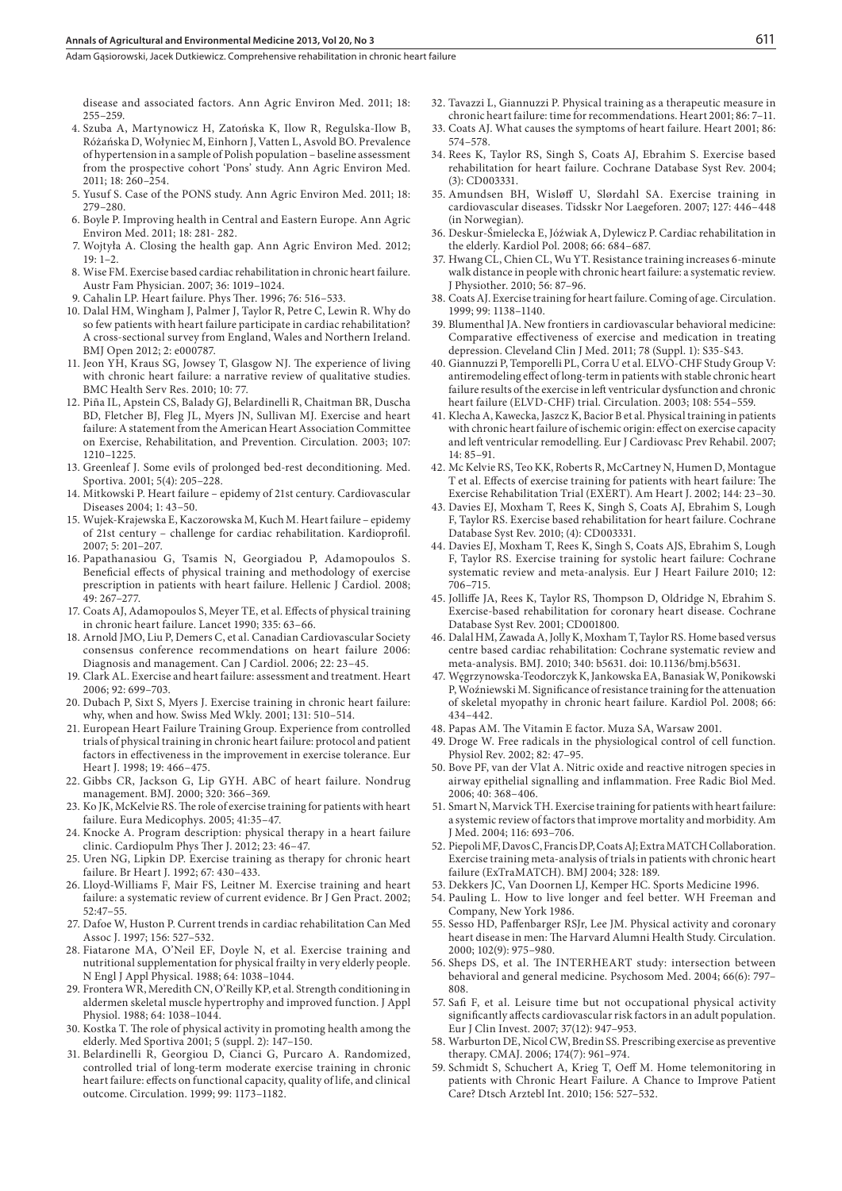disease and associated factors. Ann Agric Environ Med. 2011; 18: 255–259.

4. Szuba A, Martynowicz H, Zatońska K, Ilow R, Regulska-Ilow B, Różańska D, Wołyniec M, Einhorn J, Vatten L, Asvold BO. Prevalence of hypertension in a sample of Polish population – baseline assessment from the prospective cohort 'Pons' study. Ann Agric Environ Med. 2011; 18: 260–254.
5. Yusuf S. Case of the PONS study. Ann Agric Environ Med. 2011; 18: 279–280.
6. Boyle P. Improving health in Central and Eastern Europe. Ann Agric Environ Med. 2011; 18: 281- 282.
7. Wojtyła A. Closing the health gap. Ann Agric Environ Med. 2012; 19: 1–2.
8. Wise FM. Exercise based cardiac rehabilitation in chronic heart failure. Austr Fam Physician. 2007; 36: 1019–1024.
9. Cahalin LP. Heart failure. Phys Ther. 1996; 76: 516–533.
10. Dalal HM, Wingham J, Palmer J, Taylor R, Petre C, Lewin R. Why do so few patients with heart failure participate in cardiac rehabilitation? A cross-sectional survey from England, Wales and Northern Ireland. BMJ Open 2012; 2: e000787.
11. Jeon YH, Kraus SG, Jowsey T, Glasgow NJ. The experience of living with chronic heart failure: a narrative review of qualitative studies. BMC Health Serv Res. 2010; 10: 77.
12. Piña IL, Apstein CS, Balady GJ, Belardinelli R, Chaitman BR, Duscha BD, Fletcher BJ, Fleg JL, Myers JN, Sullivan MJ. Exercise and heart failure: A statement from the American Heart Association Committee on Exercise, Rehabilitation, and Prevention. Circulation. 2003; 107: 1210–1225.
13. Greenleaf J. Some evils of prolonged bed-rest deconditioning. Med. Sportiva. 2001; 5(4): 205–228.
14. Mitkowski P. Heart failure – epidemy of 21st century. Cardiovascular Diseases 2004; 1: 43–50.
15. Wujek-Krajewska E, Kaczorowska M, Kuch M. Heart failure – epidemy of 21st century – challenge for cardiac rehabilitation. Kardioprofil. 2007; 5: 201–207.
16. Papathanasiou G, Tsamis N, Georgiadou P, Adamopoulos S. Beneficial effects of physical training and methodology of exercise prescription in patients with heart failure. Hellenic J Cardiol. 2008; 49: 267–277.
17. Coats AJ, Adamopoulos S, Meyer TE, et al. Effects of physical training in chronic heart failure. Lancet 1990; 335: 63–66.
18. Arnold JMO, Liu P, Demers C, et al. Canadian Cardiovascular Society consensus conference recommendations on heart failure 2006: Diagnosis and management. Can J Cardiol. 2006; 22: 23–45.
19. Clark AL. Exercise and heart failure: assessment and treatment. Heart 2006; 92: 699–703.
20. Dubach P, Sixt S, Myers J. Exercise training in chronic heart failure: why, when and how. Swiss Med Wkly. 2001; 131: 510–514.
21. European Heart Failure Training Group. Experience from controlled trials of physical training in chronic heart failure: protocol and patient factors in effectiveness in the improvement in exercise tolerance. Eur Heart J. 1998; 19: 466–475.
22. Gibbs CR, Jackson G, Lip GYH. ABC of heart failure. Nondrug management. BMJ. 2000; 320: 366–369.
23. Ko JK, McKelvie RS. The role of exercise training for patients with heart failure. Eura Medicophys. 2005; 41:35–47.
24. Knocke A. Program description: physical therapy in a heart failure clinic. Cardiopulm Phys Ther J. 2012; 23: 46–47.
25. Uren NG, Lipkin DP. Exercise training as therapy for chronic heart failure. Br Heart J. 1992; 67: 430–433.
26. Lloyd-Williams F, Mair FS, Leitner M. Exercise training and heart failure: a systematic review of current evidence. Br J Gen Pract. 2002; 52:47–55.
27. Dafoe W, Huston P. Current trends in cardiac rehabilitation Can Med Assoc J. 1997; 156: 527–532.
28. Fiatarone MA, O'Neil EF, Doyle N, et al. Exercise training and nutritional supplementation for physical frailty in very elderly people. N Engl J Appl Physical. 1988; 64: 1038–1044.
29. Frontera WR, Meredith CN, O'Reilly KP, et al. Strength conditioning in aldermen skeletal muscle hypertrophy and improved function. J Appl Physiol. 1988; 64: 1038–1044.
30. Kostka T. The role of physical activity in promoting health among the elderly. Med Sportiva 2001; 5 (suppl. 2): 147–150.
31. Belardinelli R, Georgiou D, Cianci G, Purcaro A. Randomized, controlled trial of long-term moderate exercise training in chronic heart failure: effects on functional capacity, quality of life, and clinical outcome. Circulation. 1999; 99: 1173–1182.
32. Tavazzi L, Giannuzzi P. Physical training as a therapeutic measure in chronic heart failure: time for recommendations. Heart 2001; 86: 7–11.
33. Coats AJ. What causes the symptoms of heart failure. Heart 2001; 86: 574–578.
34. Rees K, Taylor RS, Singh S, Coats AJ, Ebrahim S. Exercise based rehabilitation for heart failure. Cochrane Database Syst Rev. 2004; (3): CD003331.
35. Amundsen BH, Wisløff U, Slørdahl SA. Exercise training in cardiovascular diseases. Tidsskr Nor Laegeforen. 2007; 127: 446–448 (in Norwegian).
36. Deskur-Śmielecka E, Jóźwiak A, Dylewicz P. Cardiac rehabilitation in the elderly. Kardiol Pol. 2008; 66: 684–687.
37. Hwang CL, Chien CL, Wu YT. Resistance training increases 6-minute walk distance in people with chronic heart failure: a systematic review. J Physiother. 2010; 56: 87–96.
38. Coats AJ. Exercise training for heart failure. Coming of age. Circulation. 1999; 99: 1138–1140.
39. Blumenthal JA. New frontiers in cardiovascular behavioral medicine: Comparative effectiveness of exercise and medication in treating depression. Cleveland Clin J Med. 2011; 78 (Suppl. 1): S35-S43.
40. Giannuzzi P, Temporelli PL, Corra U et al. ELVO-CHF Study Group V: antiremodeling effect of long-term in patients with stable chronic heart failure results of the exercise in left ventricular dysfunction and chronic heart failure (ELVD-CHF) trial. Circulation. 2003; 108: 554–559.
41. Klecha A, Kawecka, Jaszcz K, Bacior B et al. Physical training in patients with chronic heart failure of ischemic origin: effect on exercise capacity and left ventricular remodelling. Eur J Cardiovasc Prev Rehabil. 2007; 14: 85–91.
42. Mc Kelvie RS, Teo KK, Roberts R, McCartney N, Humen D, Montague T et al. Effects of exercise training for patients with heart failure: The Exercise Rehabilitation Trial (EXERT). Am Heart J. 2002; 144: 23–30.
43. Davies EJ, Moxham T, Rees K, Singh S, Coats AJ, Ebrahim S, Lough F, Taylor RS. Exercise based rehabilitation for heart failure. Cochrane Database Syst Rev. 2010; (4): CD003331.
44. Davies EJ, Moxham T, Rees K, Singh S, Coats AJS, Ebrahim S, Lough F, Taylor RS. Exercise training for systolic heart failure: Cochrane systematic review and meta-analysis. Eur J Heart Failure 2010; 12: 706–715.
45. Jolliffe JA, Rees K, Taylor RS, Thompson D, Oldridge N, Ebrahim S. Exercise-based rehabilitation for coronary heart disease. Cochrane Database Syst Rev. 2001; CD001800.
46. Dalal HM, Zawada A, Jolly K, Moxham T, Taylor RS. Home based versus centre based cardiac rehabilitation: Cochrane systematic review and meta-analysis. BMJ. 2010; 340: b5631. doi: 10.1136/bmj.b5631.
47. Węgrzynowska-Teodorczyk K, Jankowska EA, Banasiak W, Ponikowski P, Woźniewski M. Significance of resistance training for the attenuation of skeletal myopathy in chronic heart failure. Kardiol Pol. 2008; 66: 434–442.
48. Papas AM. The Vitamin E factor. Muza SA, Warsaw 2001.
49. Droge W. Free radicals in the physiological control of cell function. Physiol Rev. 2002; 82: 47–95.
50. Bove PF, van der Vlat A. Nitric oxide and reactive nitrogen species in airway epithelial signalling and inflammation. Free Radic Biol Med. 2006; 40: 368–406.
51. Smart N, Marvick TH. Exercise training for patients with heart failure: a systemic review of factors that improve mortality and morbidity. Am J Med. 2004; 116: 693–706.
52. Piepoli MF, Davos C, Francis DP, Coats AJ; Extra MATCH Collaboration. Exercise training meta-analysis of trials in patients with chronic heart failure (ExTraMATCH). BMJ 2004; 328: 189.
53. Dekkers JC, Van Doornen LJ, Kemper HC. Sports Medicine 1996.
54. Pauling L. How to live longer and feel better. WH Freeman and Company, New York 1986.
55. Sesso HD, Paffenbarger RSJr, Lee JM. Physical activity and coronary heart disease in men: The Harvard Alumni Health Study. Circulation. 2000; 102(9): 975–980.
56. Sheps DS, et al. The INTERHEART study: intersection between behavioral and general medicine. Psychosom Med. 2004; 66(6): 797–808.
57. Safi F, et al. Leisure time but not occupational physical activity significantly affects cardiovascular risk factors in an adult population. Eur J Clin Invest. 2007; 37(12): 947–953.
58. Warburton DE, Nicol CW, Bredin SS. Prescribing exercise as preventive therapy. CMAJ. 2006; 174(7): 961–974.
59. Schmidt S, Schuchert A, Krieg T, Oeff M. Home telemonitoring in patients with Chronic Heart Failure. A Chance to Improve Patient Care? Dtsch Arztebl Int. 2010; 156: 527–532.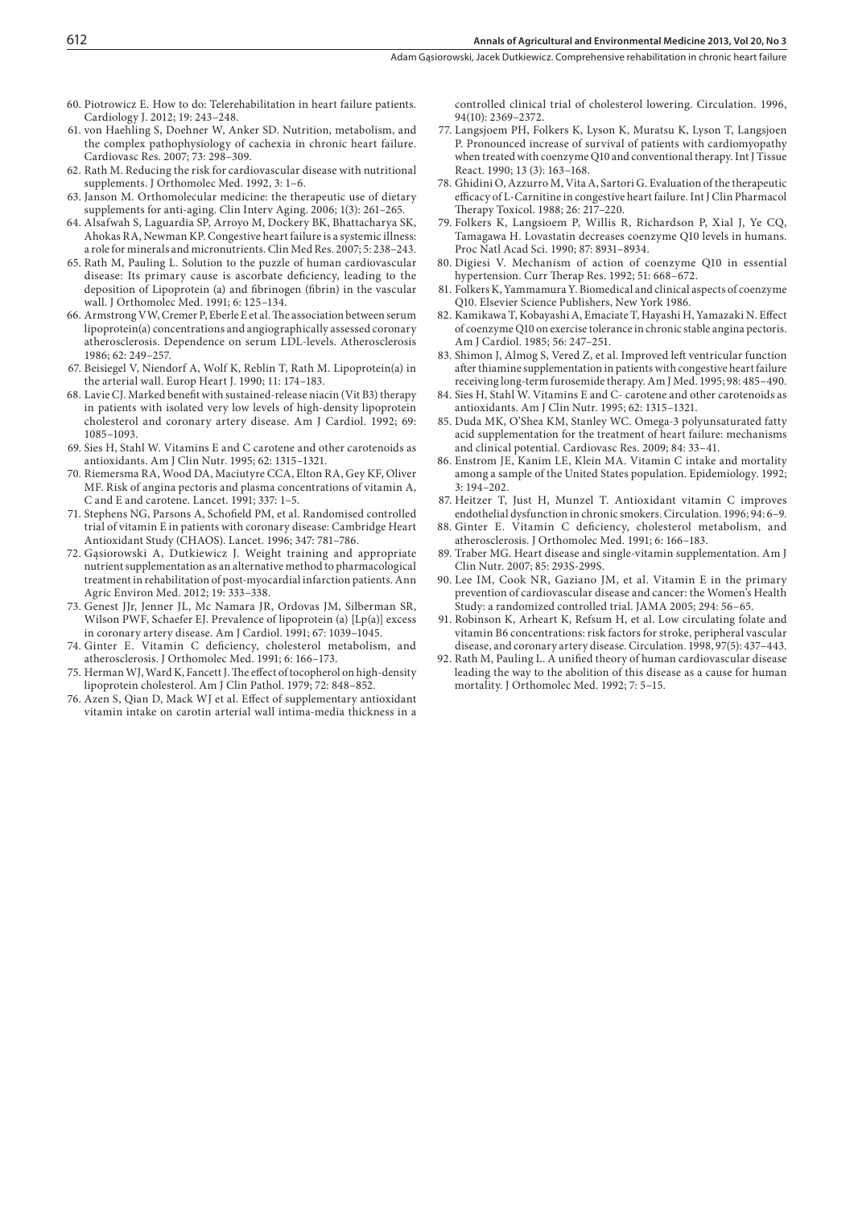60. Piotrowicz E. How to do: Telerehabilitation in heart failure patients. Cardiology J. 2012; 19: 243–248.
61. von Haehling S, Doehner W, Anker SD. Nutrition, metabolism, and the complex pathophysiology of cachexia in chronic heart failure. Cardiovasc Res. 2007; 73: 298–309.
62. Rath M. Reducing the risk for cardiovascular disease with nutritional supplements. J Orthomolec Med. 1992, 3: 1–6.
63. Janson M. Orthomolecular medicine: the therapeutic use of dietary supplements for anti-aging. Clin Interv Aging. 2006; 1(3): 261–265.
64. Alsafwah S, Laguardia SP, Arroyo M, Dockery BK, Bhattacharya SK, Ahokas RA, Newman KP. Congestive heart failure is a systemic illness: a role for minerals and micronutrients. Clin Med Res. 2007; 5: 238–243.
65. Rath M, Pauling L. Solution to the puzzle of human cardiovascular disease: Its primary cause is ascorbate deficiency, leading to the deposition of Lipoprotein (a) and fibrinogen (fibrin) in the vascular wall. J Orthomolec Med. 1991; 6: 125–134.
66. Armstrong VW, Cremer P, Eberle E et al. The association between serum lipoprotein(a) concentrations and angiographically assessed coronary atherosclerosis. Dependence on serum LDL-levels. Atherosclerosis 1986; 62: 249–257.
67. Beisiegel V, Niendorf A, Wolf K, Reblin T, Rath M. Lipoprotein(a) in the arterial wall. Europ Heart J. 1990; 11: 174–183.
68. Lavie CJ. Marked benefit with sustained-release niacin (Vit B3) therapy in patients with isolated very low levels of high-density lipoprotein cholesterol and coronary artery disease. Am J Cardiol. 1992; 69: 1085–1093.
69. Sies H, Stahl W. Vitamins E and C carotene and other carotenoids as antioxidants. Am J Clin Nutr. 1995; 62: 1315–1321.
70. Riemersma RA, Wood DA, Maciutyre CCA, Elton RA, Gey KF, Oliver MF. Risk of angina pectoris and plasma concentrations of vitamin A, C and E and carotene. Lancet. 1991; 337: 1–5.
71. Stephens NG, Parsons A, Schofield PM, et al. Randomised controlled trial of vitamin E in patients with coronary disease: Cambridge Heart Antioxidant Study (CHAOS). Lancet. 1996; 347: 781–786.
72. Gąsiorowski A, Dutkiewicz J. Weight training and appropriate nutrient supplementation as an alternative method to pharmacological treatment in rehabilitation of post-myocardial infarction patients. Ann Agric Environ Med. 2012; 19: 333–338.
73. Genest JJr, Jenner JL, Mc Namara JR, Ordovas JM, Silberman SR, Wilson PWF, Schaefer EJ. Prevalence of lipoprotein (a) [Lp(a)] excess in coronary artery disease. Am J Cardiol. 1991; 67: 1039–1045.
74. Ginter E. Vitamin C deficiency, cholesterol metabolism, and atherosclerosis. J Orthomolec Med. 1991; 6: 166–173.
75. Herman WJ, Ward K, Fancett J. The effect of tocopherol on high-density lipoprotein cholesterol. Am J Clin Pathol. 1979; 72: 848–852.
76. Azen S, Qian D, Mack WJ et al. Effect of supplementary antioxidant vitamin intake on carotin arterial wall intima-media thickness in a controlled clinical trial of cholesterol lowering. Circulation. 1996, 94(10): 2369–2372.
77. Langsjoem PH, Folkers K, Lyson K, Muratsu K, Lyson T, Langsjoen P. Pronounced increase of survival of patients with cardiomyopathy when treated with coenzyme Q10 and conventional therapy. Int J Tissue React. 1990; 13 (3): 163–168.
78. Ghidini O, Azzurro M, Vita A, Sartori G. Evaluation of the therapeutic efficacy of L-Carnitine in congestive heart failure. Int J Clin Pharmacol Therapy Toxicol. 1988; 26: 217–220.
79. Folkers K, Langsioem P, Willis R, Richardson P, Xial J, Ye CQ, Tamagawa H. Lovastatin decreases coenzyme Q10 levels in humans. Proc Natl Acad Sci. 1990; 87: 8931–8934.
80. Digiesi V. Mechanism of action of coenzyme Q10 in essential hypertension. Curr Therap Res. 1992; 51: 668–672.
81. Folkers K, Yammamura Y. Biomedical and clinical aspects of coenzyme Q10. Elsevier Science Publishers, New York 1986.
82. Kamikawa T, Kobayashi A, Emaciate T, Hayashi H, Yamazaki N. Effect of coenzyme Q10 on exercise tolerance in chronic stable angina pectoris. Am J Cardiol. 1985; 56: 247–251.
83. Shimon J, Almog S, Vered Z, et al. Improved left ventricular function after thiamine supplementation in patients with congestive heart failure receiving long-term furosemide therapy. Am J Med. 1995; 98: 485–490.
84. Sies H, Stahl W. Vitamins E and C- carotene and other carotenoids as antioxidants. Am J Clin Nutr. 1995; 62: 1315–1321.
85. Duda MK, O'Shea KM, Stanley WC. Omega-3 polyunsaturated fatty acid supplementation for the treatment of heart failure: mechanisms and clinical potential. Cardiovasc Res. 2009; 84: 33–41.
86. Enstrom JE, Kanim LE, Klein MA. Vitamin C intake and mortality among a sample of the United States population. Epidemiology. 1992; 3: 194–202.
87. Heitzer T, Just H, Munzel T. Antioxidant vitamin C improves endothelial dysfunction in chronic smokers. Circulation. 1996; 94: 6–9.
88. Ginter E. Vitamin C deficiency, cholesterol metabolism, and atherosclerosis. J Orthomolec Med. 1991; 6: 166–183.
89. Traber MG. Heart disease and single-vitamin supplementation. Am J Clin Nutr. 2007; 85: 293S-299S.
90. Lee IM, Cook NR, Gaziano JM, et al. Vitamin E in the primary prevention of cardiovascular disease and cancer: the Women's Health Study: a randomized controlled trial. JAMA 2005; 294: 56–65.
91. Robinson K, Arheart K, Refsum H, et al. Low circulating folate and vitamin B6 concentrations: risk factors for stroke, peripheral vascular disease, and coronary artery disease. Circulation. 1998, 97(5): 437–443.
92. Rath M, Pauling L. A unified theory of human cardiovascular disease leading the way to the abolition of this disease as a cause for human mortality. J Orthomolec Med. 1992; 7: 5–15.